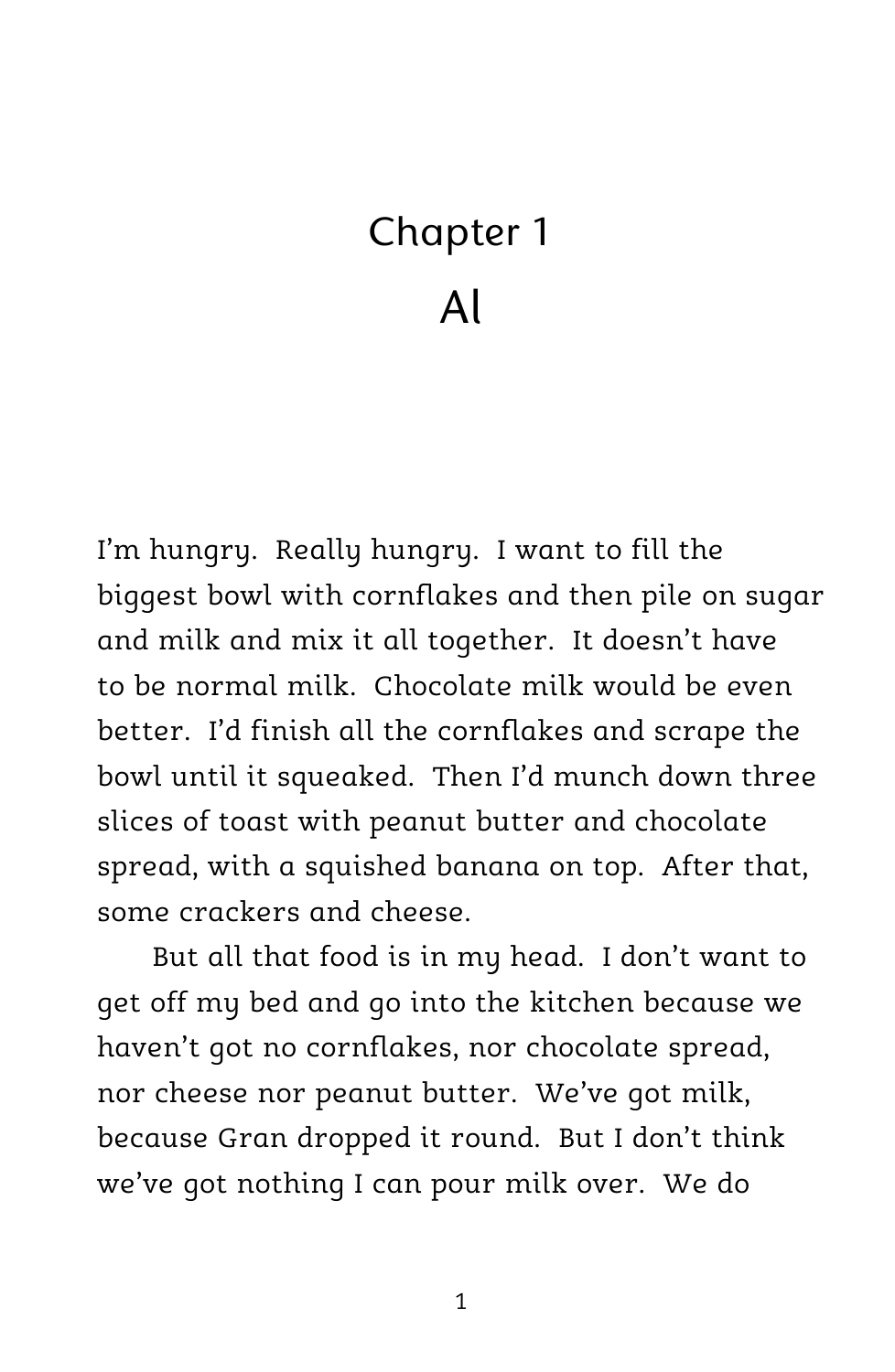# Chapter 1

## Al

I'm hungry. Really hungry. I want to fill the biggest bowl with cornflakes and then pile on sugar and milk and mix it all together. It doesn't have to be normal milk. Chocolate milk would be even better. I'd finish all the cornflakes and scrape the bowl until it squeaked. Then I'd munch down three slices of toast with peanut butter and chocolate spread, with a squished banana on top. After that, some crackers and cheese.

But all that food is in my head. I don't want to get off my bed and go into the kitchen because we haven't got no cornflakes, nor chocolate spread, nor cheese nor peanut butter. We've got milk, because Gran dropped it round. But I don't think we've got nothing I can pour milk over. We do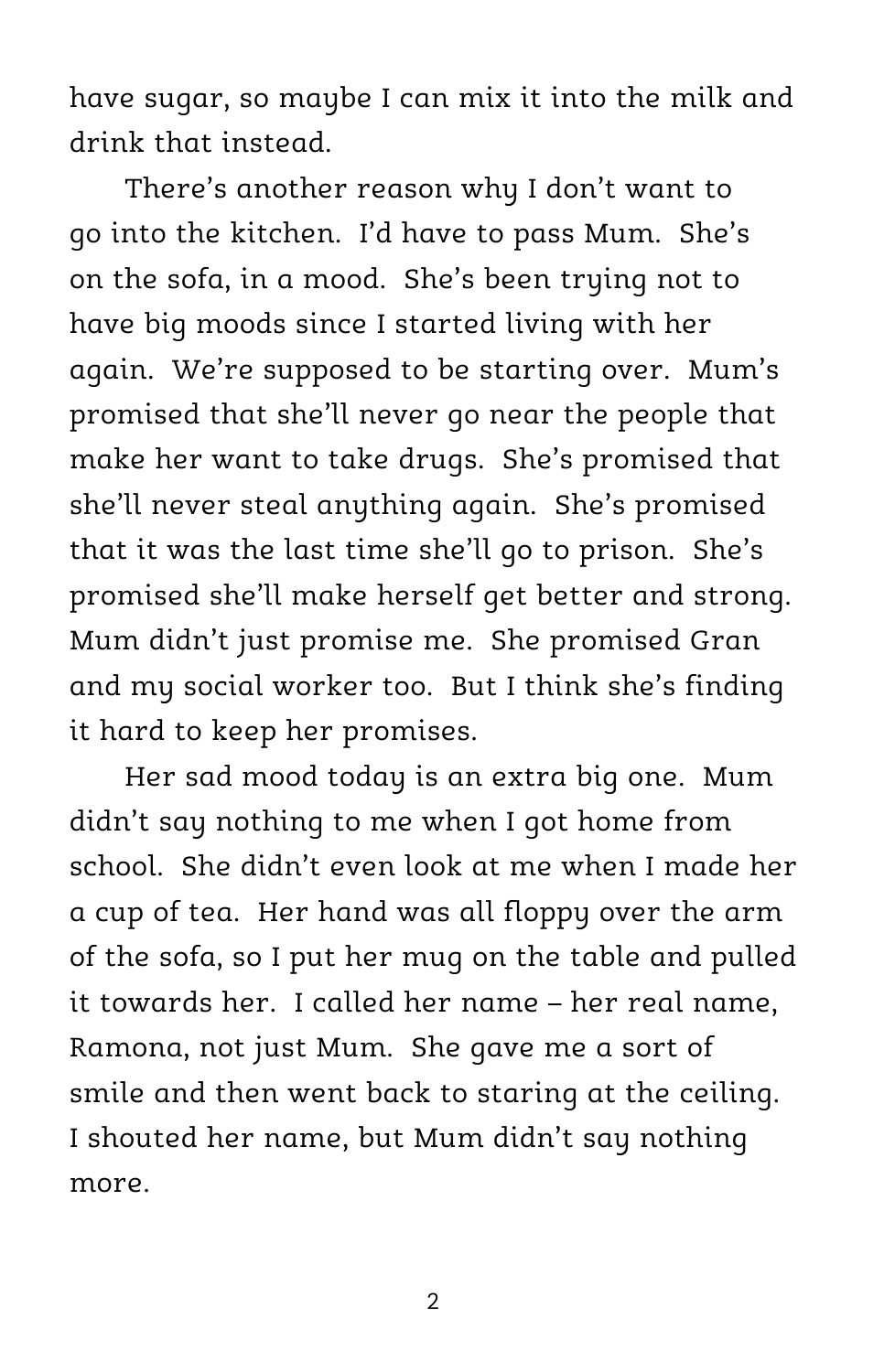have sugar, so maybe I can mix it into the milk and drink that instead.

There's another reason why I don't want to go into the kitchen. I'd have to pass Mum. She's on the sofa, in a mood. She's been trying not to have big moods since I started living with her again. We're supposed to be starting over. Mum's promised that she'll never go near the people that make her want to take drugs. She's promised that she'll never steal anything again. She's promised that it was the last time she'll go to prison. She's promised she'll make herself get better and strong. Mum didn't just promise me. She promised Gran and my social worker too. But I think she's finding it hard to keep her promises.

Her sad mood today is an extra big one. Mum didn't say nothing to me when I got home from school. She didn't even look at me when I made her a cup of tea. Her hand was all floppy over the arm of the sofa, so I put her mug on the table and pulled it towards her. I called her name – her real name, Ramona, not just Mum. She gave me a sort of smile and then went back to staring at the ceiling. I shouted her name, but Mum didn't say nothing more.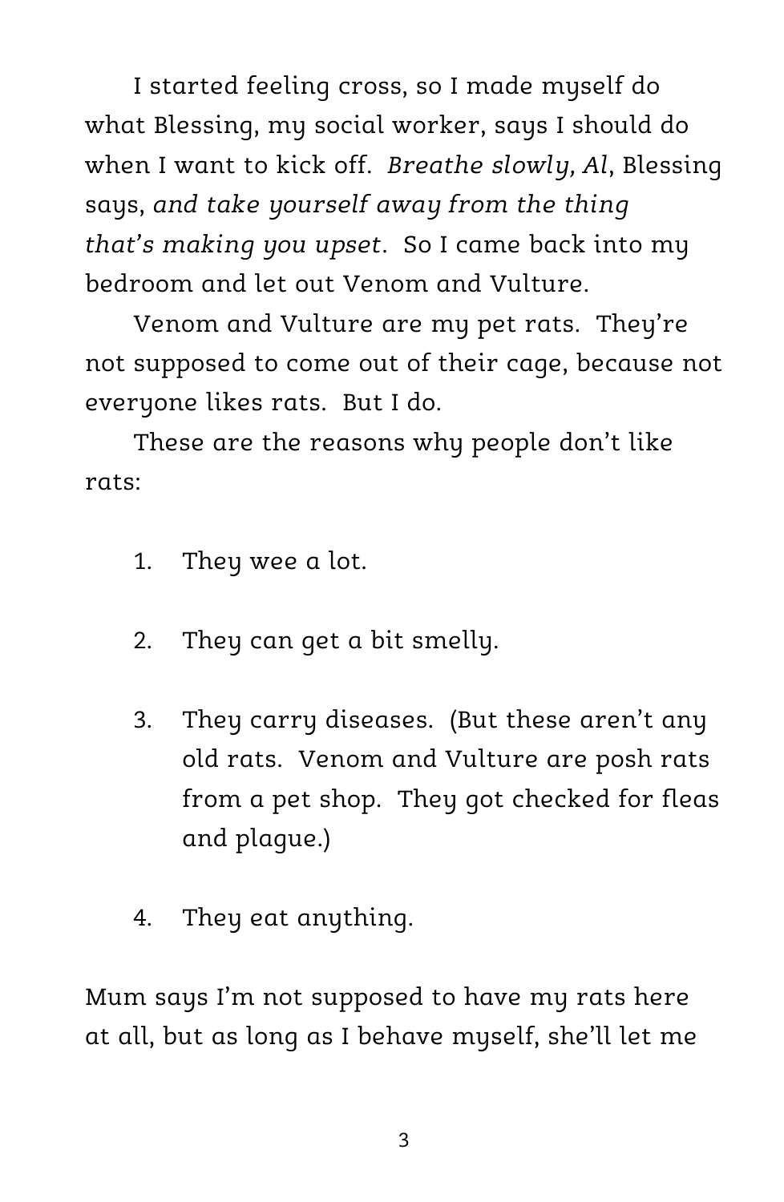I started feeling cross, so I made myself do what Blessing, my social worker, says I should do when I want to kick off. *Breathe slowly, Al*, Blessing says, *and take yourself away from the thing that's making you upset*. So I came back into my bedroom and let out Venom and Vulture.

Venom and Vulture are my pet rats. They're not supposed to come out of their cage, because not everyone likes rats. But I do.

These are the reasons why people don't like rats:

1. They wee a lot.

2. They can get a bit smelly.

3. They carry diseases. (But these aren't any old rats. Venom and Vulture are posh rats from a pet shop. They got checked for fleas and plague.)

4. They eat anything.

Mum says I'm not supposed to have my rats here at all, but as long as I behave myself, she'll let me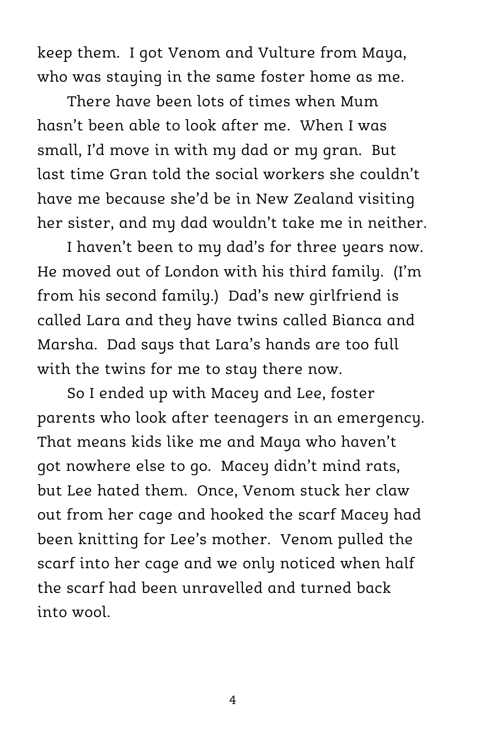keep them. I got Venom and Vulture from Maya, who was staying in the same foster home as me.

There have been lots of times when Mum hasn't been able to look after me. When I was small, I'd move in with my dad or my gran. But last time Gran told the social workers she couldn't have me because she'd be in New Zealand visiting her sister, and my dad wouldn't take me in neither.

I haven't been to my dad's for three years now. He moved out of London with his third family. (I'm from his second family.) Dad's new girlfriend is called Lara and they have twins called Bianca and Marsha. Dad says that Lara's hands are too full with the twins for me to stay there now.

So I ended up with Macey and Lee, foster parents who look after teenagers in an emergency. That means kids like me and Maya who haven't got nowhere else to go. Macey didn't mind rats, but Lee hated them. Once, Venom stuck her claw out from her cage and hooked the scarf Macey had been knitting for Lee's mother. Venom pulled the scarf into her cage and we only noticed when half the scarf had been unravelled and turned back into wool.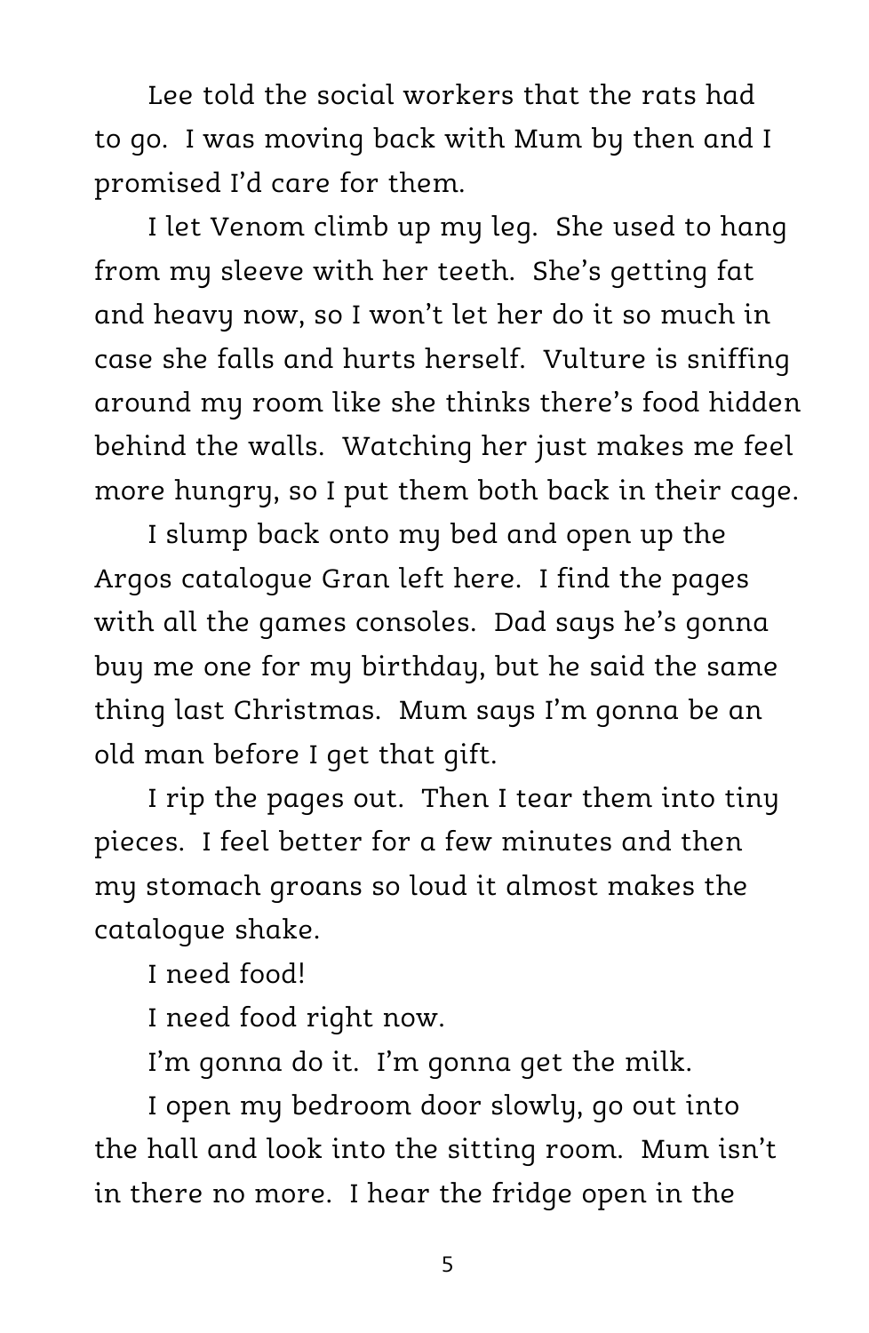Lee told the social workers that the rats had to go. I was moving back with Mum by then and I promised I'd care for them.

I let Venom climb up my leg. She used to hang from my sleeve with her teeth. She's getting fat and heavy now, so I won't let her do it so much in case she falls and hurts herself. Vulture is sniffing around my room like she thinks there's food hidden behind the walls. Watching her just makes me feel more hungry, so I put them both back in their cage.

I slump back onto my bed and open up the Argos catalogue Gran left here. I find the pages with all the games consoles. Dad says he's gonna buy me one for my birthday, but he said the same thing last Christmas. Mum says I'm gonna be an old man before I get that gift.

I rip the pages out. Then I tear them into tiny pieces. I feel better for a few minutes and then my stomach groans so loud it almost makes the catalogue shake.

I need food!

I need food right now.

I'm gonna do it. I'm gonna get the milk.

I open my bedroom door slowly, go out into the hall and look into the sitting room. Mum isn't in there no more. I hear the fridge open in the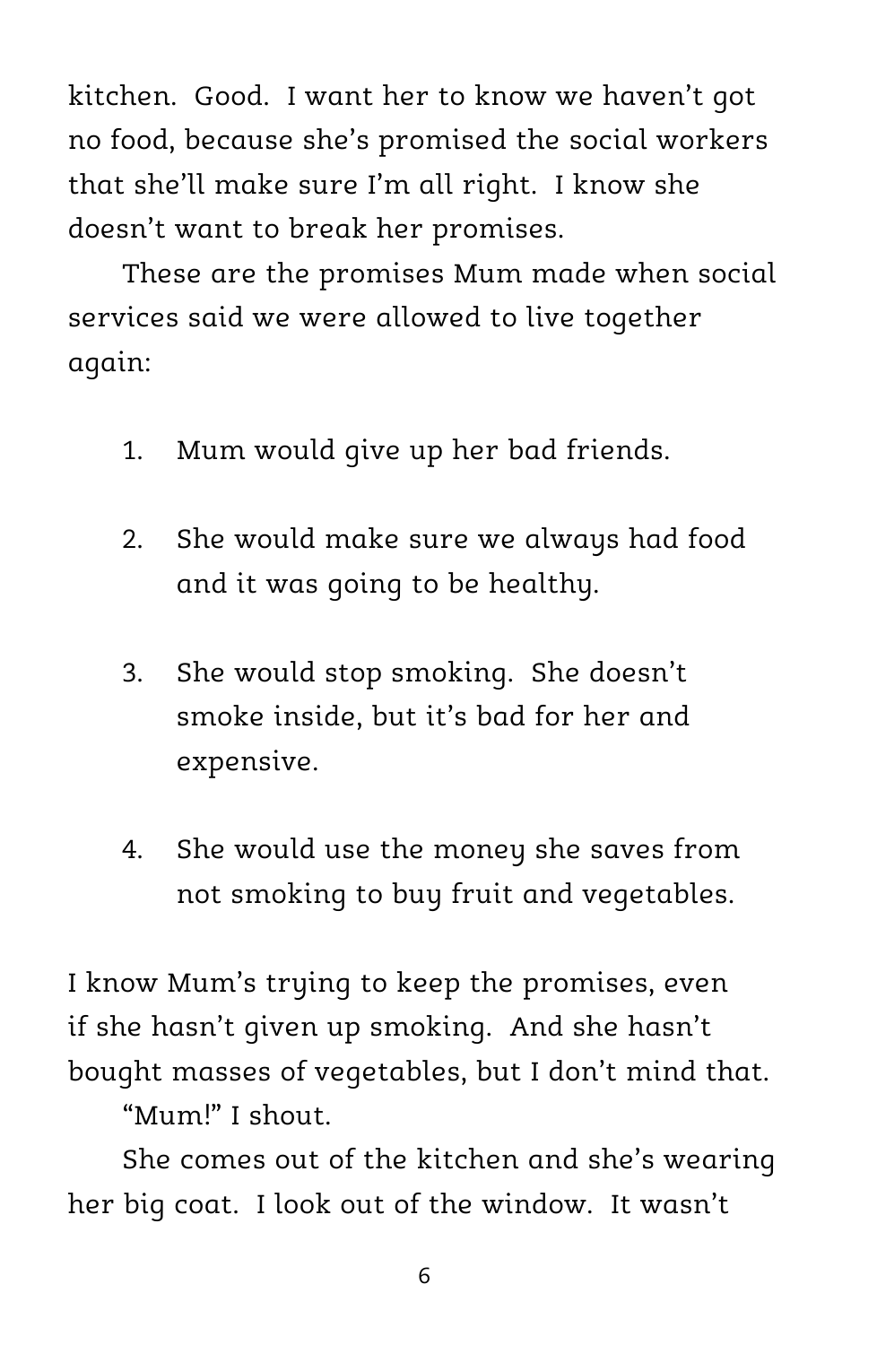kitchen. Good. I want her to know we haven't got no food, because she's promised the social workers that she'll make sure I'm all right. I know she doesn't want to break her promises.

These are the promises Mum made when social services said we were allowed to live together again:

1. Mum would give up her bad friends.

2. She would make sure we always had food and it was going to be healthy.

3. She would stop smoking. She doesn't smoke inside, but it's bad for her and expensive.

4. She would use the money she saves from not smoking to buy fruit and vegetables.

I know Mum's trying to keep the promises, even if she hasn't given up smoking. And she hasn't bought masses of vegetables, but I don't mind that.

"Mum!" I shout.

She comes out of the kitchen and she's wearing her big coat. I look out of the window. It wasn't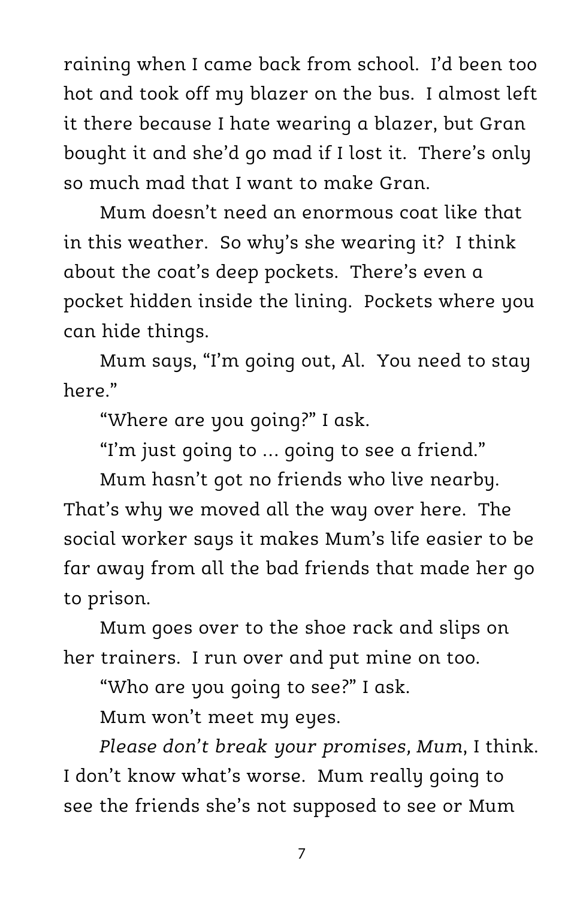raining when I came back from school. I'd been too hot and took off my blazer on the bus. I almost left it there because I hate wearing a blazer, but Gran bought it and she'd go mad if I lost it. There's only so much mad that I want to make Gran.

Mum doesn't need an enormous coat like that in this weather. So why's she wearing it? I think about the coat's deep pockets. There's even a pocket hidden inside the lining. Pockets where you can hide things.

Mum says, "I'm going out, Al. You need to stay here."

"Where are you going?" I ask.

"I'm just going to … going to see a friend."

Mum hasn't got no friends who live nearby. That's why we moved all the way over here. The social worker says it makes Mum's life easier to be far away from all the bad friends that made her go to prison.

Mum goes over to the shoe rack and slips on her trainers. I run over and put mine on too.

"Who are you going to see?" I ask.

Mum won't meet my eyes.

*Please don't break your promises, Mum*, I think. I don't know what's worse. Mum really going to see the friends she's not supposed to see or Mum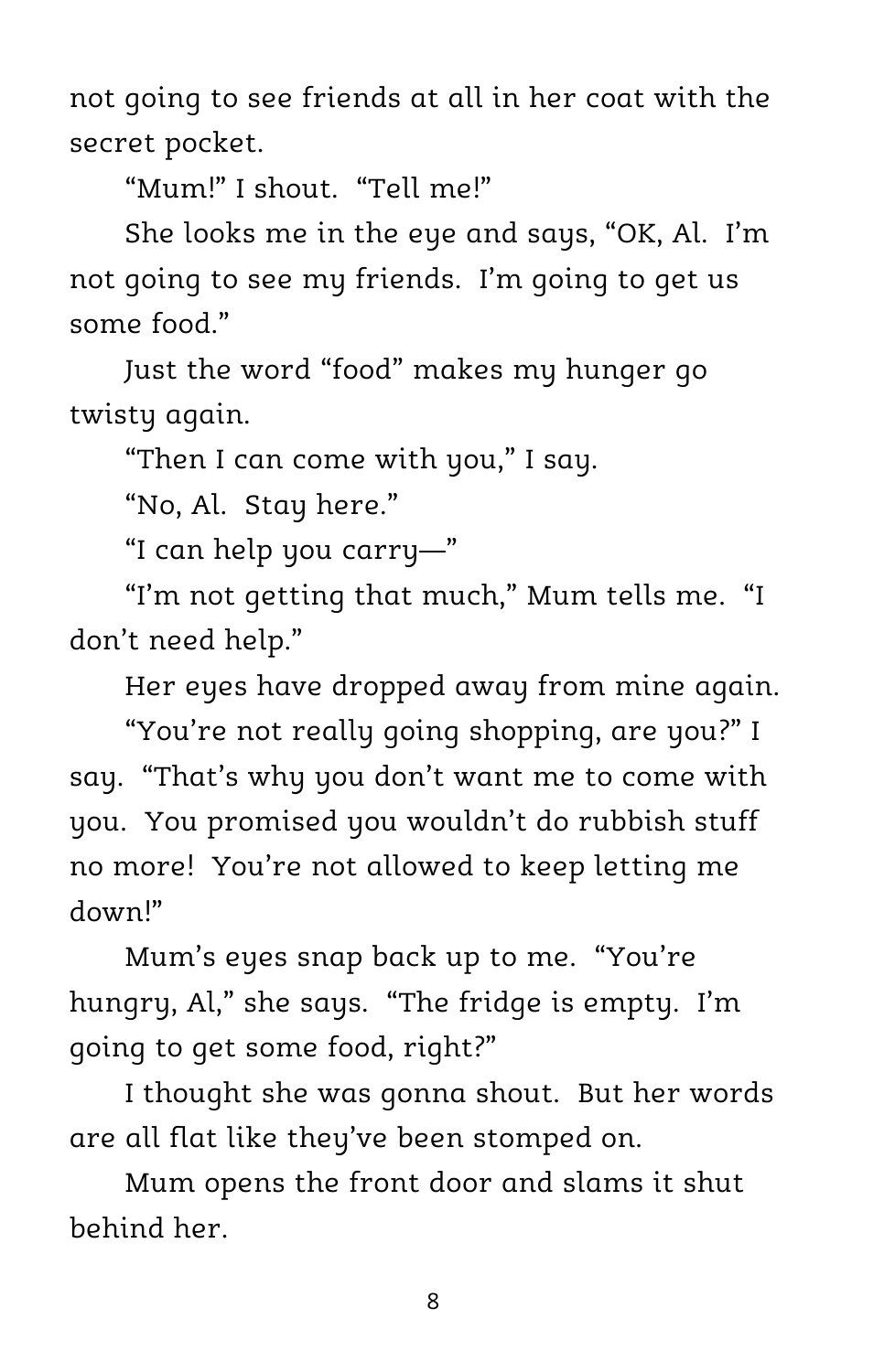not going to see friends at all in her coat with the secret pocket.

"Mum!" I shout. "Tell me!"

She looks me in the eye and says, "OK, Al. I'm not going to see my friends. I'm going to get us some food."

Just the word "food" makes my hunger go twisty again.

"Then I can come with you," I say.

"No, Al. Stay here."

"I can help you carry—"

"I'm not getting that much," Mum tells me. "I don't need help."

Her eyes have dropped away from mine again.

"You're not really going shopping, are you?" I say. "That's why you don't want me to come with you. You promised you wouldn't do rubbish stuff no more! You're not allowed to keep letting me down!"

Mum's eyes snap back up to me. "You're hungry, Al," she says. "The fridge is empty. I'm going to get some food, right?"

I thought she was gonna shout. But her words are all flat like they've been stomped on.

Mum opens the front door and slams it shut behind her.